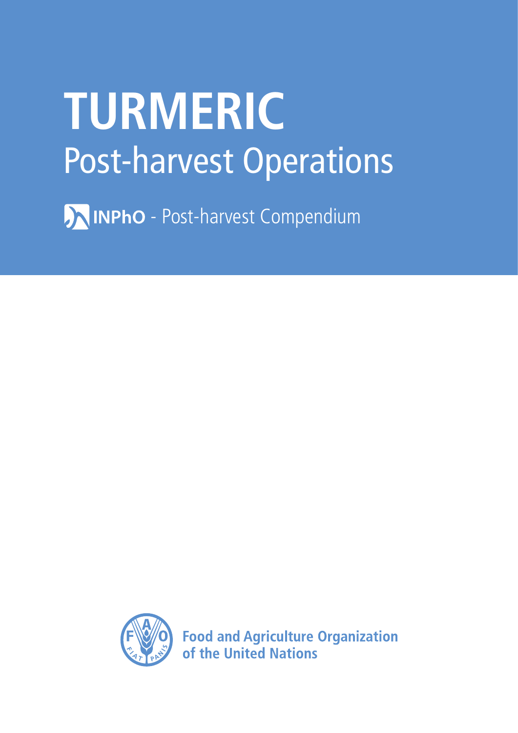# TURMERIC

## Post-harvest Operations

INPhO - Post-harvest Compendium

Food and Agriculture Organization of the United Nations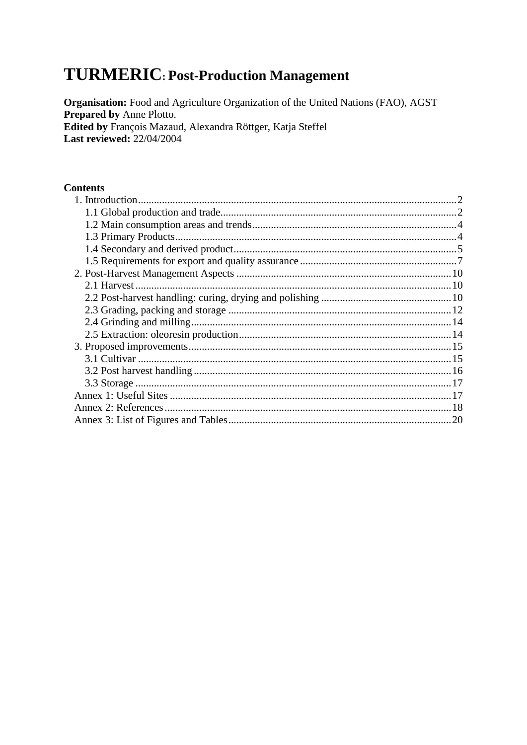# TURMERIC: Post-Production Management

**Organisation:** Food and Agriculture Organization of the United Nations (FAO), AGST
**Prepared by** Anne Plotto.
**Edited by** François Mazaud, Alexandra Röttger, Katja Steffel
**Last reviewed:** 22/04/2004

**Contents**

1. Introduction....................................................................................................................2
   - 1.1 Global production and trade.........................................................................................2
   - 1.2 Main consumption areas and trends.............................................................................4
   - 1.3 Primary Products.........................................................................................................4
   - 1.4 Secondary and derived product...................................................................................5
   - 1.5 Requirements for export and quality assurance...........................................................7
2. Post-Harvest Management Aspects ..................................................................................10
   - 2.1 Harvest......................................................................................................................10
   - 2.2 Post-harvest handling: curing, drying and polishing ..................................................10
   - 2.3 Grading, packing and storage ....................................................................................12
   - 2.4 Grinding and milling..................................................................................................14
   - 2.5 Extraction: oleoresin production................................................................................14
3. Proposed improvements..................................................................................................15
   - 3.1 Cultivar ......................................................................................................................15
   - 3.2 Post harvest handling.................................................................................................16
   - 3.3 Storage ......................................................................................................................17

Annex 1: Useful Sites ..........................................................................................................17
Annex 2: References............................................................................................................18
Annex 3: List of Figures and Tables....................................................................................20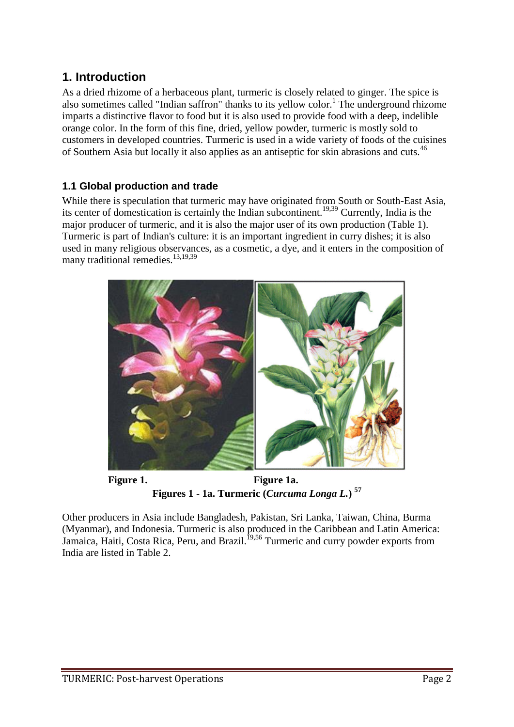# 1. Introduction

As a dried rhizome of a herbaceous plant, turmeric is closely related to ginger. The spice is also sometimes called "Indian saffron" thanks to its yellow color.[1] The underground rhizome imparts a distinctive flavor to food but it is also used to provide food with a deep, indelible orange color. In the form of this fine, dried, yellow powder, turmeric is mostly sold to customers in developed countries. Turmeric is used in a wide variety of foods of the cuisines of Southern Asia but locally it also applies as an antiseptic for skin abrasions and cuts.[46]

## 1.1 Global production and trade

While there is speculation that turmeric may have originated from South or South-East Asia, its center of domestication is certainly the Indian subcontinent.[19,39] Currently, India is the major producer of turmeric, and it is also the major user of its own production (Table 1). Turmeric is part of Indian's culture: it is an important ingredient in curry dishes; it is also used in many religious observances, as a cosmetic, a dye, and it enters in the composition of many traditional remedies.[13,19,39]

**Figure 1.** **Figure 1a.**

**Figures 1 - 1a. Turmeric (*Curcuma Longa L.*)** [57]

Other producers in Asia include Bangladesh, Pakistan, Sri Lanka, Taiwan, China, Burma (Myanmar), and Indonesia. Turmeric is also produced in the Caribbean and Latin America: Jamaica, Haiti, Costa Rica, Peru, and Brazil.[19,56] Turmeric and curry powder exports from India are listed in Table 2.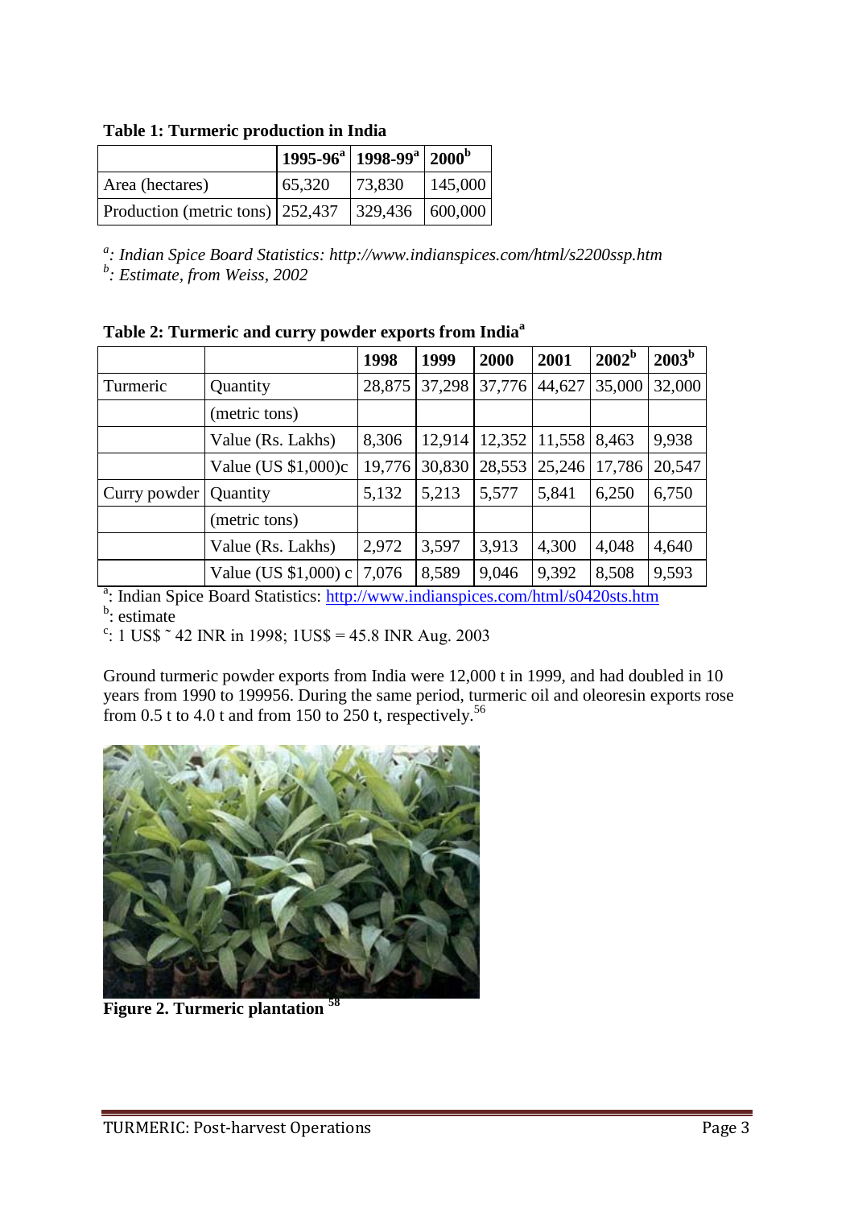**Table 1: Turmeric production in India**

| | 1995-96[a] | 1998-99[a] | 2000[b] |
|---|---|---|---|
| Area (hectares) | 65,320 | 73,830 | 145,000 |
| Production (metric tons) | 252,437 | 329,436 | 600,000 |

*[a]: Indian Spice Board Statistics: http://www.indianspices.com/html/s2200ssp.htm*
*[b]: Estimate, from Weiss, 2002*

**Table 2: Turmeric and curry powder exports from India[a]**

| | | 1998 | 1999 | 2000 | 2001 | 2002[b] | 2003[b] |
|---|---|---|---|---|---|---|---|
| Turmeric | Quantity | 28,875 | 37,298 | 37,776 | 44,627 | 35,000 | 32,000 |
| | (metric tons) | | | | | | |
| | Value (Rs. Lakhs) | 8,306 | 12,914 | 12,352 | 11,558 | 8,463 | 9,938 |
| | Value (US $1,000)c | 19,776 | 30,830 | 28,553 | 25,246 | 17,786 | 20,547 |
| Curry powder | Quantity | 5,132 | 5,213 | 5,577 | 5,841 | 6,250 | 6,750 |
| | (metric tons) | | | | | | |
| | Value (Rs. Lakhs) | 2,972 | 3,597 | 3,913 | 4,300 | 4,048 | 4,640 |
| | Value (US $1,000) c | 7,076 | 8,589 | 9,046 | 9,392 | 8,508 | 9,593 |

[a]: Indian Spice Board Statistics: http://www.indianspices.com/html/s0420sts.htm
[b]: estimate
[c]: 1 US$ ˜ 42 INR in 1998; 1US$ = 45.8 INR Aug. 2003

Ground turmeric powder exports from India were 12,000 t in 1999, and had doubled in 10 years from 1990 to 199956. During the same period, turmeric oil and oleoresin exports rose from 0.5 t to 4.0 t and from 150 to 250 t, respectively.[56]

**Figure 2. Turmeric plantation** [58]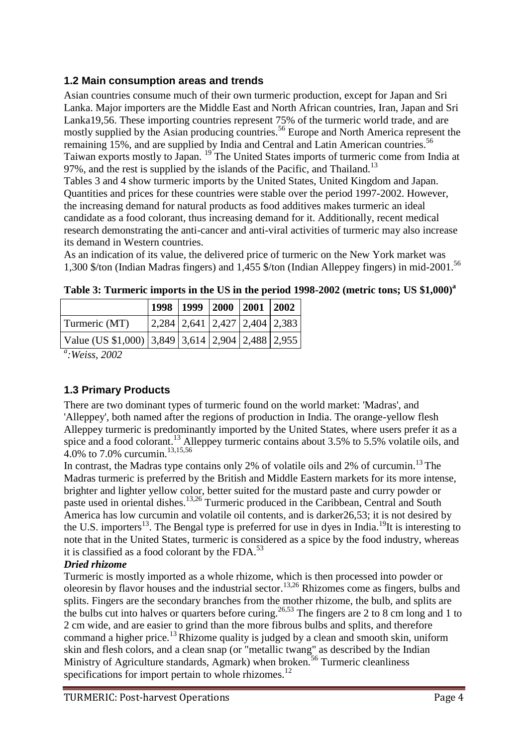## 1.2 Main consumption areas and trends

Asian countries consume much of their own turmeric production, except for Japan and Sri Lanka. Major importers are the Middle East and North African countries, Iran, Japan and Sri Lanka19,56. These importing countries represent 75% of the turmeric world trade, and are mostly supplied by the Asian producing countries.[56] Europe and North America represent the remaining 15%, and are supplied by India and Central and Latin American countries.[56] Taiwan exports mostly to Japan. [19] The United States imports of turmeric come from India at 97%, and the rest is supplied by the islands of the Pacific, and Thailand.[13]

Tables 3 and 4 show turmeric imports by the United States, United Kingdom and Japan. Quantities and prices for these countries were stable over the period 1997-2002. However, the increasing demand for natural products as food additives makes turmeric an ideal candidate as a food colorant, thus increasing demand for it. Additionally, recent medical research demonstrating the anti-cancer and anti-viral activities of turmeric may also increase its demand in Western countries.

As an indication of its value, the delivered price of turmeric on the New York market was 1,300 $/ton (Indian Madras fingers) and 1,455 $/ton (Indian Alleppey fingers) in mid-2001.[56]

**Table 3: Turmeric imports in the US in the period 1998-2002 (metric tons; US $1,000)[a]**

| | 1998 | 1999 | 2000 | 2001 | 2002 |
|---|---|---|---|---|---|
| Turmeric (MT) | 2,284 | 2,641 | 2,427 | 2,404 | 2,383 |
| Value (US $1,000) | 3,849 | 3,614 | 2,904 | 2,488 | 2,955 |

[a]*:Weiss, 2002*

## 1.3 Primary Products

There are two dominant types of turmeric found on the world market: 'Madras', and 'Alleppey', both named after the regions of production in India. The orange-yellow flesh Alleppey turmeric is predominantly imported by the United States, where users prefer it as a spice and a food colorant.[13] Alleppey turmeric contains about 3.5% to 5.5% volatile oils, and 4.0% to 7.0% curcumin.[13,15,56]

In contrast, the Madras type contains only 2% of volatile oils and 2% of curcumin.[13] The Madras turmeric is preferred by the British and Middle Eastern markets for its more intense, brighter and lighter yellow color, better suited for the mustard paste and curry powder or paste used in oriental dishes.[13,26] Turmeric produced in the Caribbean, Central and South America has low curcumin and volatile oil contents, and is darker26,53; it is not desired by the U.S. importers[13]. The Bengal type is preferred for use in dyes in India.[19]It is interesting to note that in the United States, turmeric is considered as a spice by the food industry, whereas it is classified as a food colorant by the FDA.[53]

***Dried rhizome***

Turmeric is mostly imported as a whole rhizome, which is then processed into powder or oleoresin by flavor houses and the industrial sector.[13,26] Rhizomes come as fingers, bulbs and splits. Fingers are the secondary branches from the mother rhizome, the bulb, and splits are the bulbs cut into halves or quarters before curing.[26,53] The fingers are 2 to 8 cm long and 1 to 2 cm wide, and are easier to grind than the more fibrous bulbs and splits, and therefore command a higher price.[13] Rhizome quality is judged by a clean and smooth skin, uniform skin and flesh colors, and a clean snap (or "metallic twang" as described by the Indian Ministry of Agriculture standards, Agmark) when broken.[56] Turmeric cleanliness specifications for import pertain to whole rhizomes.[12]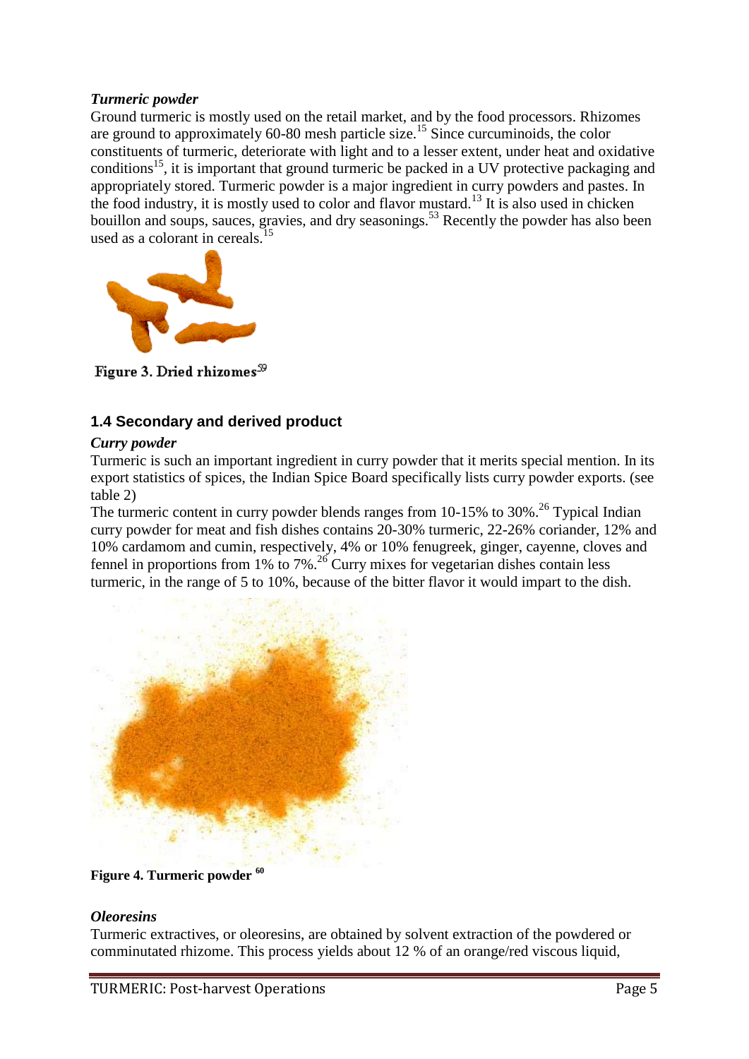*Turmeric powder*

Ground turmeric is mostly used on the retail market, and by the food processors. Rhizomes are ground to approximately 60-80 mesh particle size.[15] Since curcuminoids, the color constituents of turmeric, deteriorate with light and to a lesser extent, under heat and oxidative conditions[15], it is important that ground turmeric be packed in a UV protective packaging and appropriately stored. Turmeric powder is a major ingredient in curry powders and pastes. In the food industry, it is mostly used to color and flavor mustard.[13] It is also used in chicken bouillon and soups, sauces, gravies, and dry seasonings.[53] Recently the powder has also been used as a colorant in cereals.[15]

**Figure 3. Dried rhizomes**[59]

### 1.4 Secondary and derived product

*Curry powder*

Turmeric is such an important ingredient in curry powder that it merits special mention. In its export statistics of spices, the Indian Spice Board specifically lists curry powder exports. (see table 2)

The turmeric content in curry powder blends ranges from 10-15% to 30%.[26] Typical Indian curry powder for meat and fish dishes contains 20-30% turmeric, 22-26% coriander, 12% and 10% cardamom and cumin, respectively, 4% or 10% fenugreek, ginger, cayenne, cloves and fennel in proportions from 1% to 7%.[26] Curry mixes for vegetarian dishes contain less turmeric, in the range of 5 to 10%, because of the bitter flavor it would impart to the dish.

**Figure 4. Turmeric powder** [60]

*Oleoresins*

Turmeric extractives, or oleoresins, are obtained by solvent extraction of the powdered or comminutated rhizome. This process yields about 12 % of an orange/red viscous liquid,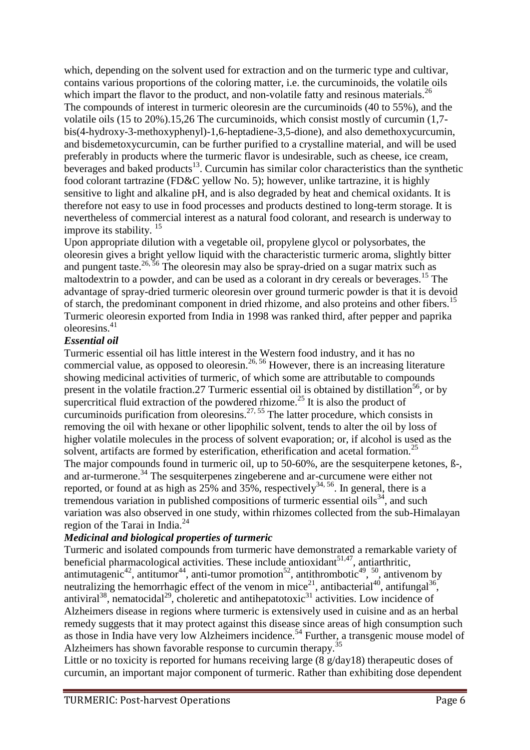which, depending on the solvent used for extraction and on the turmeric type and cultivar, contains various proportions of the coloring matter, i.e. the curcuminoids, the volatile oils which impart the flavor to the product, and non-volatile fatty and resinous materials.[26]

The compounds of interest in turmeric oleoresin are the curcuminoids (40 to 55%), and the volatile oils (15 to 20%).15,26 The curcuminoids, which consist mostly of curcumin (1,7-bis(4-hydroxy-3-methoxyphenyl)-1,6-heptadiene-3,5-dione), and also demethoxycurcumin, and bisdemetoxycurcumin, can be further purified to a crystalline material, and will be used preferably in products where the turmeric flavor is undesirable, such as cheese, ice cream, beverages and baked products[13]. Curcumin has similar color characteristics than the synthetic food colorant tartrazine (FD&C yellow No. 5); however, unlike tartrazine, it is highly sensitive to light and alkaline pH, and is also degraded by heat and chemical oxidants. It is therefore not easy to use in food processes and products destined to long-term storage. It is nevertheless of commercial interest as a natural food colorant, and research is underway to improve its stability. [15]

Upon appropriate dilution with a vegetable oil, propylene glycol or polysorbates, the oleoresin gives a bright yellow liquid with the characteristic turmeric aroma, slightly bitter and pungent taste.[26, 56] The oleoresin may also be spray-dried on a sugar matrix such as maltodextrin to a powder, and can be used as a colorant in dry cereals or beverages.[15] The advantage of spray-dried turmeric oleoresin over ground turmeric powder is that it is devoid of starch, the predominant component in dried rhizome, and also proteins and other fibers.[15] Turmeric oleoresin exported from India in 1998 was ranked third, after pepper and paprika oleoresins.[41]

***Essential oil***

Turmeric essential oil has little interest in the Western food industry, and it has no commercial value, as opposed to oleoresin.[26, 56] However, there is an increasing literature showing medicinal activities of turmeric, of which some are attributable to compounds present in the volatile fraction.27 Turmeric essential oil is obtained by distillation[56], or by supercritical fluid extraction of the powdered rhizome.[25] It is also the product of curcuminoids purification from oleoresins.[27, 55] The latter procedure, which consists in removing the oil with hexane or other lipophilic solvent, tends to alter the oil by loss of higher volatile molecules in the process of solvent evaporation; or, if alcohol is used as the solvent, artifacts are formed by esterification, etherification and acetal formation.[25]

The major compounds found in turmeric oil, up to 50-60%, are the sesquiterpene ketones, ß-, and ar-turmerone.[34] The sesquiterpenes zingeberene and ar-curcumene were either not reported, or found at as high as 25% and 35%, respectively[34, 56]. In general, there is a tremendous variation in published compositions of turmeric essential oils[34], and such variation was also observed in one study, within rhizomes collected from the sub-Himalayan region of the Tarai in India.[24]

***Medicinal and biological properties of turmeric***

Turmeric and isolated compounds from turmeric have demonstrated a remarkable variety of beneficial pharmacological activities. These include antioxidant[51,47], antiarthritic, antimutagenic[42], antitumor[44], anti-tumor promotion[52], antithrombotic[49], [50], antivenom by neutralizing the hemorrhagic effect of the venom in mice[21], antibacterial[40], antifungal[36], antiviral[38], nematocidal[29], choleretic and antihepatotoxic[31] activities. Low incidence of Alzheimers disease in regions where turmeric is extensively used in cuisine and as an herbal remedy suggests that it may protect against this disease since areas of high consumption such as those in India have very low Alzheimers incidence.[54] Further, a transgenic mouse model of Alzheimers has shown favorable response to curcumin therapy.[35]

Little or no toxicity is reported for humans receiving large (8 g/day18) therapeutic doses of curcumin, an important major component of turmeric. Rather than exhibiting dose dependent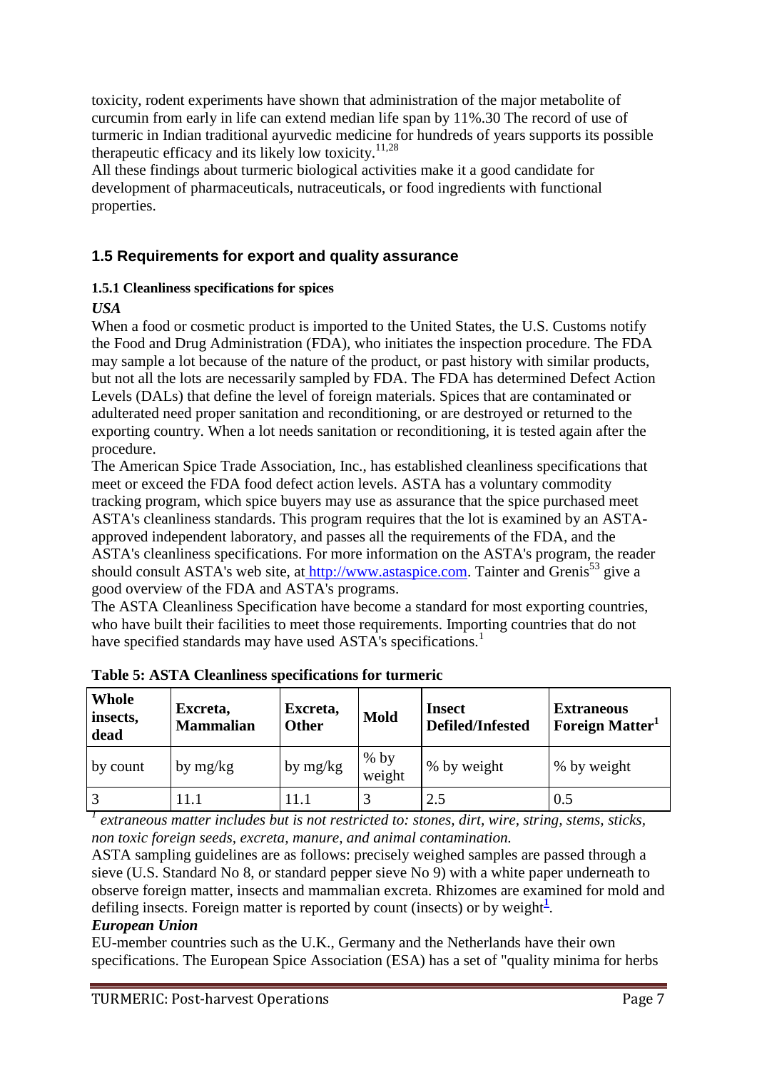toxicity, rodent experiments have shown that administration of the major metabolite of curcumin from early in life can extend median life span by 11%.30 The record of use of turmeric in Indian traditional ayurvedic medicine for hundreds of years supports its possible therapeutic efficacy and its likely low toxicity.[11,28]

All these findings about turmeric biological activities make it a good candidate for development of pharmaceuticals, nutraceuticals, or food ingredients with functional properties.

## 1.5 Requirements for export and quality assurance

### 1.5.1 Cleanliness specifications for spices

***USA***

When a food or cosmetic product is imported to the United States, the U.S. Customs notify the Food and Drug Administration (FDA), who initiates the inspection procedure. The FDA may sample a lot because of the nature of the product, or past history with similar products, but not all the lots are necessarily sampled by FDA. The FDA has determined Defect Action Levels (DALs) that define the level of foreign materials. Spices that are contaminated or adulterated need proper sanitation and reconditioning, or are destroyed or returned to the exporting country. When a lot needs sanitation or reconditioning, it is tested again after the procedure.

The American Spice Trade Association, Inc., has established cleanliness specifications that meet or exceed the FDA food defect action levels. ASTA has a voluntary commodity tracking program, which spice buyers may use as assurance that the spice purchased meet ASTA's cleanliness standards. This program requires that the lot is examined by an ASTA-approved independent laboratory, and passes all the requirements of the FDA, and the ASTA's cleanliness specifications. For more information on the ASTA's program, the reader should consult ASTA's web site, at http://www.astaspice.com. Tainter and Grenis[53] give a good overview of the FDA and ASTA's programs.

The ASTA Cleanliness Specification have become a standard for most exporting countries, who have built their facilities to meet those requirements. Importing countries that do not have specified standards may have used ASTA's specifications.[1]

**Table 5: ASTA Cleanliness specifications for turmeric**

| Whole insects, dead | Excreta, Mammalian | Excreta, Other | Mold | Insect Defiled/Infested | Extraneous Foreign Matter[1] |
|---|---|---|---|---|---|
| by count | by mg/kg | by mg/kg | % by weight | % by weight | % by weight |
| 3 | 11.1 | 11.1 | 3 | 2.5 | 0.5 |

*[1] extraneous matter includes but is not restricted to: stones, dirt, wire, string, stems, sticks, non toxic foreign seeds, excreta, manure, and animal contamination.*

ASTA sampling guidelines are as follows: precisely weighed samples are passed through a sieve (U.S. Standard No 8, or standard pepper sieve No 9) with a white paper underneath to observe foreign matter, insects and mammalian excreta. Rhizomes are examined for mold and defiling insects. Foreign matter is reported by count (insects) or by weight[1].

***European Union***

EU-member countries such as the U.K., Germany and the Netherlands have their own specifications. The European Spice Association (ESA) has a set of "quality minima for herbs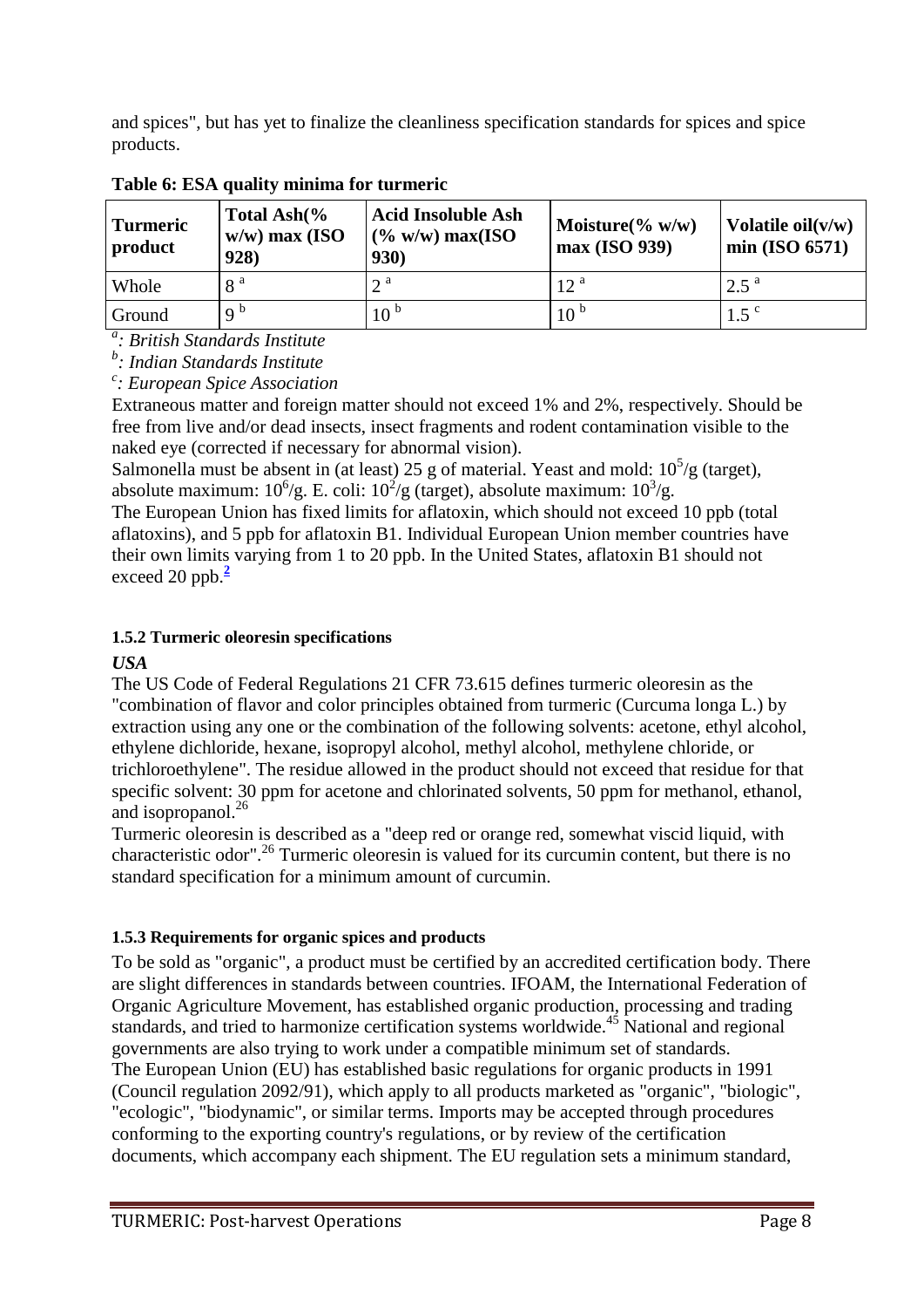and spices", but has yet to finalize the cleanliness specification standards for spices and spice products.

**Table 6: ESA quality minima for turmeric**

| Turmeric product | Total Ash(% w/w) max (ISO 928) | Acid Insoluble Ash (% w/w) max(ISO 930) | Moisture(% w/w) max (ISO 939) | Volatile oil(v/w) min (ISO 6571) |
|---|---|---|---|---|
| Whole | 8 [a] | 2 [a] | 12 [a] | 2.5 [a] |
| Ground | 9 [b] | 10 [b] | 10 [b] | 1.5 [c] |

*[a]: British Standards Institute*
*[b]: Indian Standards Institute*
*[c]: European Spice Association*

Extraneous matter and foreign matter should not exceed 1% and 2%, respectively. Should be free from live and/or dead insects, insect fragments and rodent contamination visible to the naked eye (corrected if necessary for abnormal vision).

Salmonella must be absent in (at least) 25 g of material. Yeast and mold: $10^5$/g (target), absolute maximum: $10^6$/g. E. coli: $10^2$/g (target), absolute maximum: $10^3$/g.

The European Union has fixed limits for aflatoxin, which should not exceed 10 ppb (total aflatoxins), and 5 ppb for aflatoxin B1. Individual European Union member countries have their own limits varying from 1 to 20 ppb. In the United States, aflatoxin B1 should not exceed 20 ppb.[2]

#### 1.5.2 Turmeric oleoresin specifications

***USA***

The US Code of Federal Regulations 21 CFR 73.615 defines turmeric oleoresin as the "combination of flavor and color principles obtained from turmeric (Curcuma longa L.) by extraction using any one or the combination of the following solvents: acetone, ethyl alcohol, ethylene dichloride, hexane, isopropyl alcohol, methyl alcohol, methylene chloride, or trichloroethylene". The residue allowed in the product should not exceed that residue for that specific solvent: 30 ppm for acetone and chlorinated solvents, 50 ppm for methanol, ethanol, and isopropanol.[26]

Turmeric oleoresin is described as a "deep red or orange red, somewhat viscid liquid, with characteristic odor".[26] Turmeric oleoresin is valued for its curcumin content, but there is no standard specification for a minimum amount of curcumin.

#### 1.5.3 Requirements for organic spices and products

To be sold as "organic", a product must be certified by an accredited certification body. There are slight differences in standards between countries. IFOAM, the International Federation of Organic Agriculture Movement, has established organic production, processing and trading standards, and tried to harmonize certification systems worldwide.[45] National and regional governments are also trying to work under a compatible minimum set of standards.

The European Union (EU) has established basic regulations for organic products in 1991 (Council regulation 2092/91), which apply to all products marketed as "organic", "biologic", "ecologic", "biodynamic", or similar terms. Imports may be accepted through procedures conforming to the exporting country's regulations, or by review of the certification documents, which accompany each shipment. The EU regulation sets a minimum standard,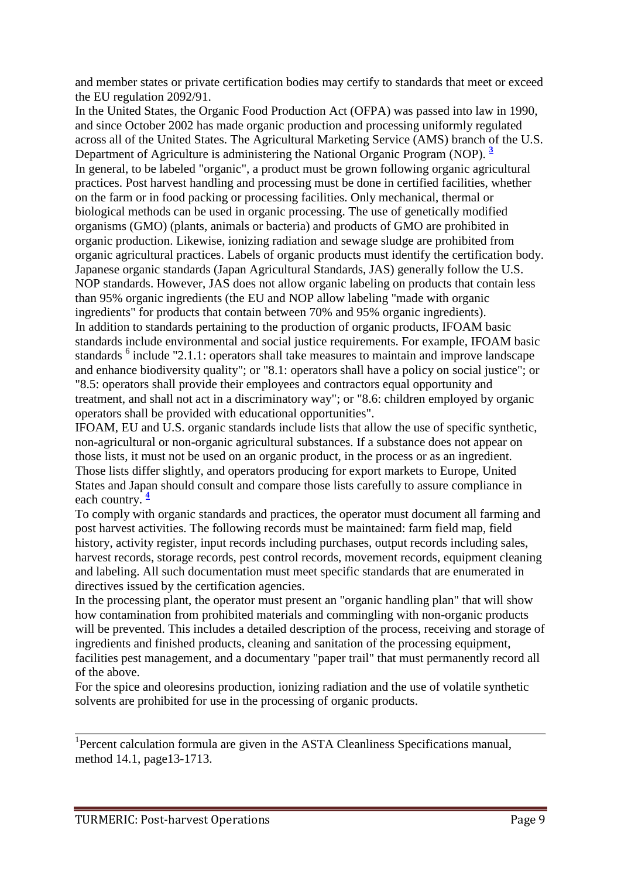and member states or private certification bodies may certify to standards that meet or exceed the EU regulation 2092/91.

In the United States, the Organic Food Production Act (OFPA) was passed into law in 1990, and since October 2002 has made organic production and processing uniformly regulated across all of the United States. The Agricultural Marketing Service (AMS) branch of the U.S. Department of Agriculture is administering the National Organic Program (NOP). [3]

In general, to be labeled "organic", a product must be grown following organic agricultural practices. Post harvest handling and processing must be done in certified facilities, whether on the farm or in food packing or processing facilities. Only mechanical, thermal or biological methods can be used in organic processing. The use of genetically modified organisms (GMO) (plants, animals or bacteria) and products of GMO are prohibited in organic production. Likewise, ionizing radiation and sewage sludge are prohibited from organic agricultural practices. Labels of organic products must identify the certification body.

Japanese organic standards (Japan Agricultural Standards, JAS) generally follow the U.S. NOP standards. However, JAS does not allow organic labeling on products that contain less than 95% organic ingredients (the EU and NOP allow labeling "made with organic ingredients" for products that contain between 70% and 95% organic ingredients).

In addition to standards pertaining to the production of organic products, IFOAM basic standards include environmental and social justice requirements. For example, IFOAM basic standards [6] include "2.1.1: operators shall take measures to maintain and improve landscape and enhance biodiversity quality"; or "8.1: operators shall have a policy on social justice"; or "8.5: operators shall provide their employees and contractors equal opportunity and treatment, and shall not act in a discriminatory way"; or "8.6: children employed by organic operators shall be provided with educational opportunities".

IFOAM, EU and U.S. organic standards include lists that allow the use of specific synthetic, non-agricultural or non-organic agricultural substances. If a substance does not appear on those lists, it must not be used on an organic product, in the process or as an ingredient. Those lists differ slightly, and operators producing for export markets to Europe, United States and Japan should consult and compare those lists carefully to assure compliance in each country. [4]

To comply with organic standards and practices, the operator must document all farming and post harvest activities. The following records must be maintained: farm field map, field history, activity register, input records including purchases, output records including sales, harvest records, storage records, pest control records, movement records, equipment cleaning and labeling. All such documentation must meet specific standards that are enumerated in directives issued by the certification agencies.

In the processing plant, the operator must present an "organic handling plan" that will show how contamination from prohibited materials and commingling with non-organic products will be prevented. This includes a detailed description of the process, receiving and storage of ingredients and finished products, cleaning and sanitation of the processing equipment, facilities pest management, and a documentary "paper trail" that must permanently record all of the above.

For the spice and oleoresins production, ionizing radiation and the use of volatile synthetic solvents are prohibited for use in the processing of organic products.

---

[1]Percent calculation formula are given in the ASTA Cleanliness Specifications manual, method 14.1, page13-1713.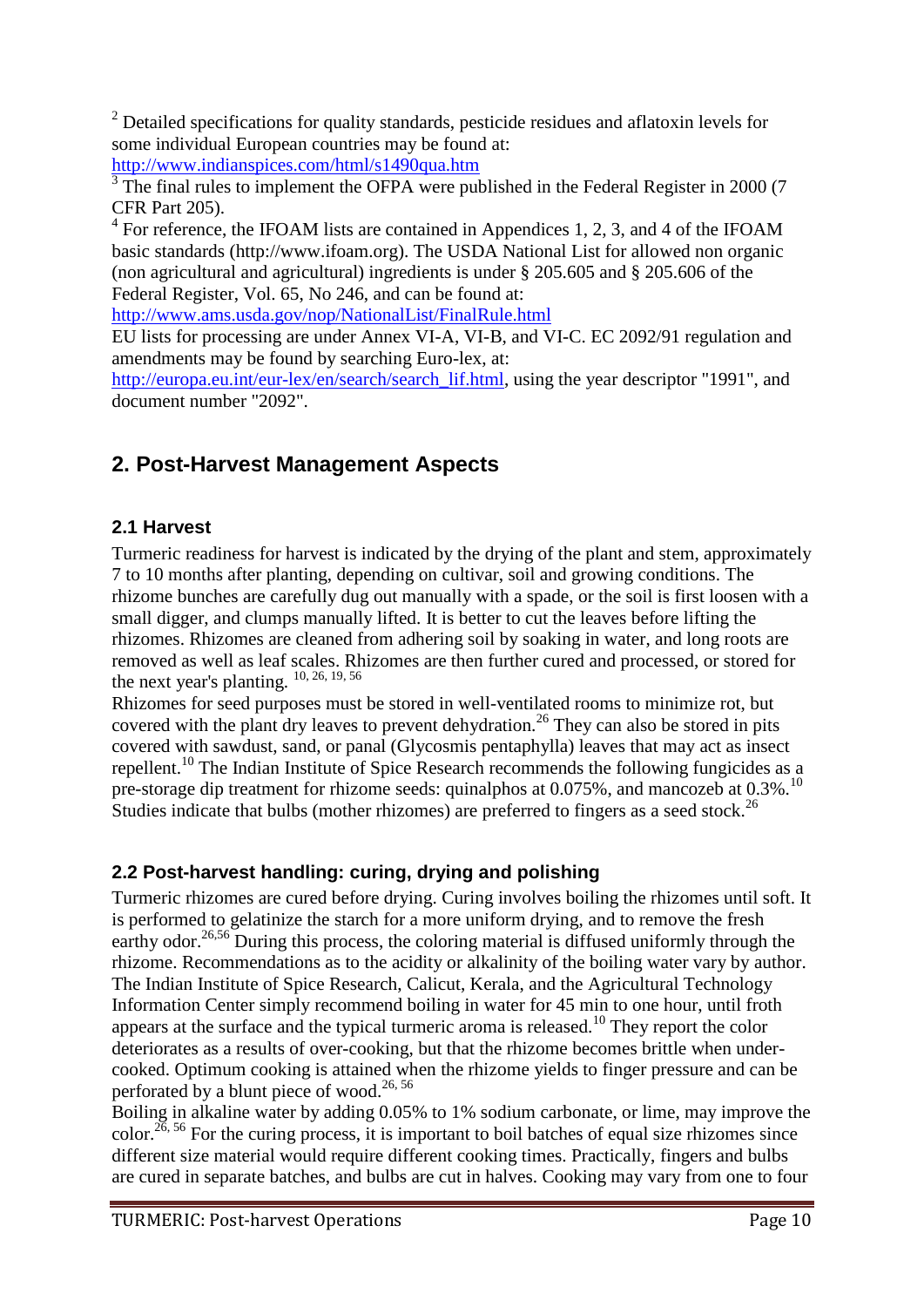[2] Detailed specifications for quality standards, pesticide residues and aflatoxin levels for some individual European countries may be found at: http://www.indianspices.com/html/s1490qua.htm

[3] The final rules to implement the OFPA were published in the Federal Register in 2000 (7 CFR Part 205).

[4] For reference, the IFOAM lists are contained in Appendices 1, 2, 3, and 4 of the IFOAM basic standards (http://www.ifoam.org). The USDA National List for allowed non organic (non agricultural and agricultural) ingredients is under § 205.605 and § 205.606 of the Federal Register, Vol. 65, No 246, and can be found at: http://www.ams.usda.gov/nop/NationalList/FinalRule.html

EU lists for processing are under Annex VI-A, VI-B, and VI-C. EC 2092/91 regulation and amendments may be found by searching Euro-lex, at: http://europa.eu.int/eur-lex/en/search/search_lif.html, using the year descriptor "1991", and document number "2092".

## 2. Post-Harvest Management Aspects

### 2.1 Harvest

Turmeric readiness for harvest is indicated by the drying of the plant and stem, approximately 7 to 10 months after planting, depending on cultivar, soil and growing conditions. The rhizome bunches are carefully dug out manually with a spade, or the soil is first loosen with a small digger, and clumps manually lifted. It is better to cut the leaves before lifting the rhizomes. Rhizomes are cleaned from adhering soil by soaking in water, and long roots are removed as well as leaf scales. Rhizomes are then further cured and processed, or stored for the next year's planting. [10, 26, 19, 56]

Rhizomes for seed purposes must be stored in well-ventilated rooms to minimize rot, but covered with the plant dry leaves to prevent dehydration.[26] They can also be stored in pits covered with sawdust, sand, or panal (Glycosmis pentaphylla) leaves that may act as insect repellent.[10] The Indian Institute of Spice Research recommends the following fungicides as a pre-storage dip treatment for rhizome seeds: quinalphos at 0.075%, and mancozeb at 0.3%.[10] Studies indicate that bulbs (mother rhizomes) are preferred to fingers as a seed stock.[26]

### 2.2 Post-harvest handling: curing, drying and polishing

Turmeric rhizomes are cured before drying. Curing involves boiling the rhizomes until soft. It is performed to gelatinize the starch for a more uniform drying, and to remove the fresh earthy odor.[26,56] During this process, the coloring material is diffused uniformly through the rhizome. Recommendations as to the acidity or alkalinity of the boiling water vary by author. The Indian Institute of Spice Research, Calicut, Kerala, and the Agricultural Technology Information Center simply recommend boiling in water for 45 min to one hour, until froth appears at the surface and the typical turmeric aroma is released.[10] They report the color deteriorates as a results of over-cooking, but that the rhizome becomes brittle when under-cooked. Optimum cooking is attained when the rhizome yields to finger pressure and can be perforated by a blunt piece of wood.[26, 56]

Boiling in alkaline water by adding 0.05% to 1% sodium carbonate, or lime, may improve the color.[26, 56] For the curing process, it is important to boil batches of equal size rhizomes since different size material would require different cooking times. Practically, fingers and bulbs are cured in separate batches, and bulbs are cut in halves. Cooking may vary from one to four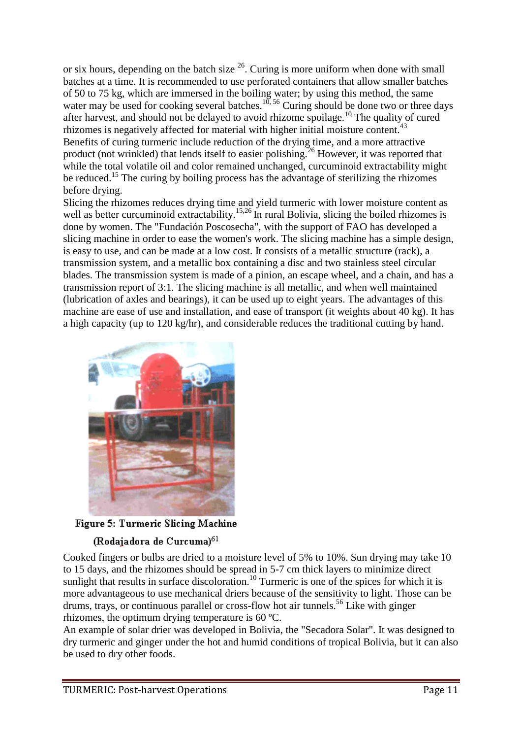or six hours, depending on the batch size [26]. Curing is more uniform when done with small batches at a time. It is recommended to use perforated containers that allow smaller batches of 50 to 75 kg, which are immersed in the boiling water; by using this method, the same water may be used for cooking several batches.[10, 56] Curing should be done two or three days after harvest, and should not be delayed to avoid rhizome spoilage.[10] The quality of cured rhizomes is negatively affected for material with higher initial moisture content.[43]

Benefits of curing turmeric include reduction of the drying time, and a more attractive product (not wrinkled) that lends itself to easier polishing.[26] However, it was reported that while the total volatile oil and color remained unchanged, curcuminoid extractability might be reduced.[15] The curing by boiling process has the advantage of sterilizing the rhizomes before drying.

Slicing the rhizomes reduces drying time and yield turmeric with lower moisture content as well as better curcuminoid extractability.[15,26] In rural Bolivia, slicing the boiled rhizomes is done by women. The "Fundación Poscosecha", with the support of FAO has developed a slicing machine in order to ease the women's work. The slicing machine has a simple design, is easy to use, and can be made at a low cost. It consists of a metallic structure (rack), a transmission system, and a metallic box containing a disc and two stainless steel circular blades. The transmission system is made of a pinion, an escape wheel, and a chain, and has a transmission report of 3:1. The slicing machine is all metallic, and when well maintained (lubrication of axles and bearings), it can be used up to eight years. The advantages of this machine are ease of use and installation, and ease of transport (it weights about 40 kg). It has a high capacity (up to 120 kg/hr), and considerable reduces the traditional cutting by hand.

**Figure 5: Turmeric Slicing Machine (Rodajadora de Curcuma)[61]**

Cooked fingers or bulbs are dried to a moisture level of 5% to 10%. Sun drying may take 10 to 15 days, and the rhizomes should be spread in 5-7 cm thick layers to minimize direct sunlight that results in surface discoloration.[10] Turmeric is one of the spices for which it is more advantageous to use mechanical driers because of the sensitivity to light. Those can be drums, trays, or continuous parallel or cross-flow hot air tunnels.[56] Like with ginger rhizomes, the optimum drying temperature is 60 ºC.

An example of solar drier was developed in Bolivia, the "Secadora Solar". It was designed to dry turmeric and ginger under the hot and humid conditions of tropical Bolivia, but it can also be used to dry other foods.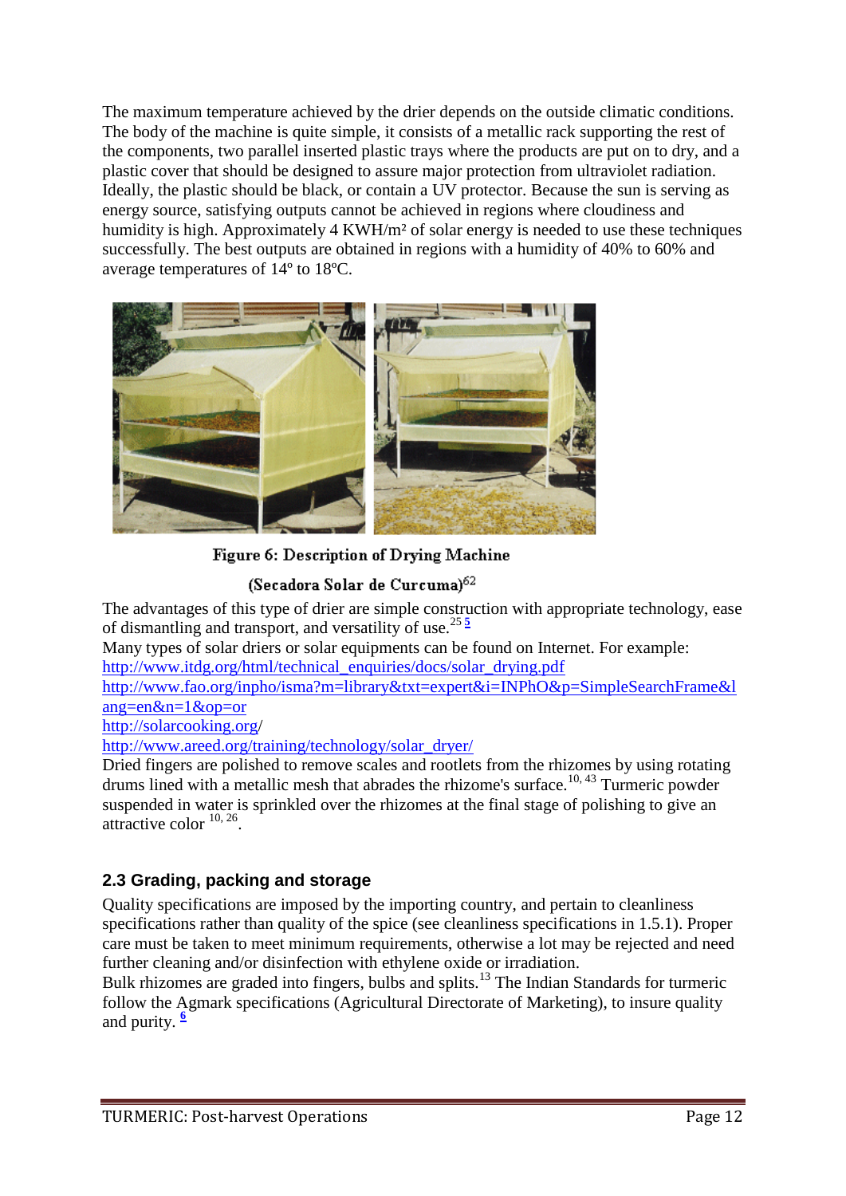The maximum temperature achieved by the drier depends on the outside climatic conditions. The body of the machine is quite simple, it consists of a metallic rack supporting the rest of the components, two parallel inserted plastic trays where the products are put on to dry, and a plastic cover that should be designed to assure major protection from ultraviolet radiation. Ideally, the plastic should be black, or contain a UV protector. Because the sun is serving as energy source, satisfying outputs cannot be achieved in regions where cloudiness and humidity is high. Approximately 4 KWH/m² of solar energy is needed to use these techniques successfully. The best outputs are obtained in regions with a humidity of 40% to 60% and average temperatures of 14º to 18ºC.

Figure 6: Description of Drying Machine

(Secadora Solar de Curcuma)[62]

The advantages of this type of drier are simple construction with appropriate technology, ease of dismantling and transport, and versatility of use.[25] [5]

Many types of solar driers or solar equipments can be found on Internet. For example:

http://www.itdg.org/html/technical_enquiries/docs/solar_drying.pdf

http://www.fao.org/inpho/isma?m=library&txt=expert&i=INPhO&p=SimpleSearchFrame&lang=en&n=1&op=or

http://solarcooking.org/

http://www.areed.org/training/technology/solar_dryer/

Dried fingers are polished to remove scales and rootlets from the rhizomes by using rotating drums lined with a metallic mesh that abrades the rhizome's surface.[10, 43] Turmeric powder suspended in water is sprinkled over the rhizomes at the final stage of polishing to give an attractive color [10, 26].

## 2.3 Grading, packing and storage

Quality specifications are imposed by the importing country, and pertain to cleanliness specifications rather than quality of the spice (see cleanliness specifications in 1.5.1). Proper care must be taken to meet minimum requirements, otherwise a lot may be rejected and need further cleaning and/or disinfection with ethylene oxide or irradiation.

Bulk rhizomes are graded into fingers, bulbs and splits.[13] The Indian Standards for turmeric follow the Agmark specifications (Agricultural Directorate of Marketing), to insure quality and purity. [6]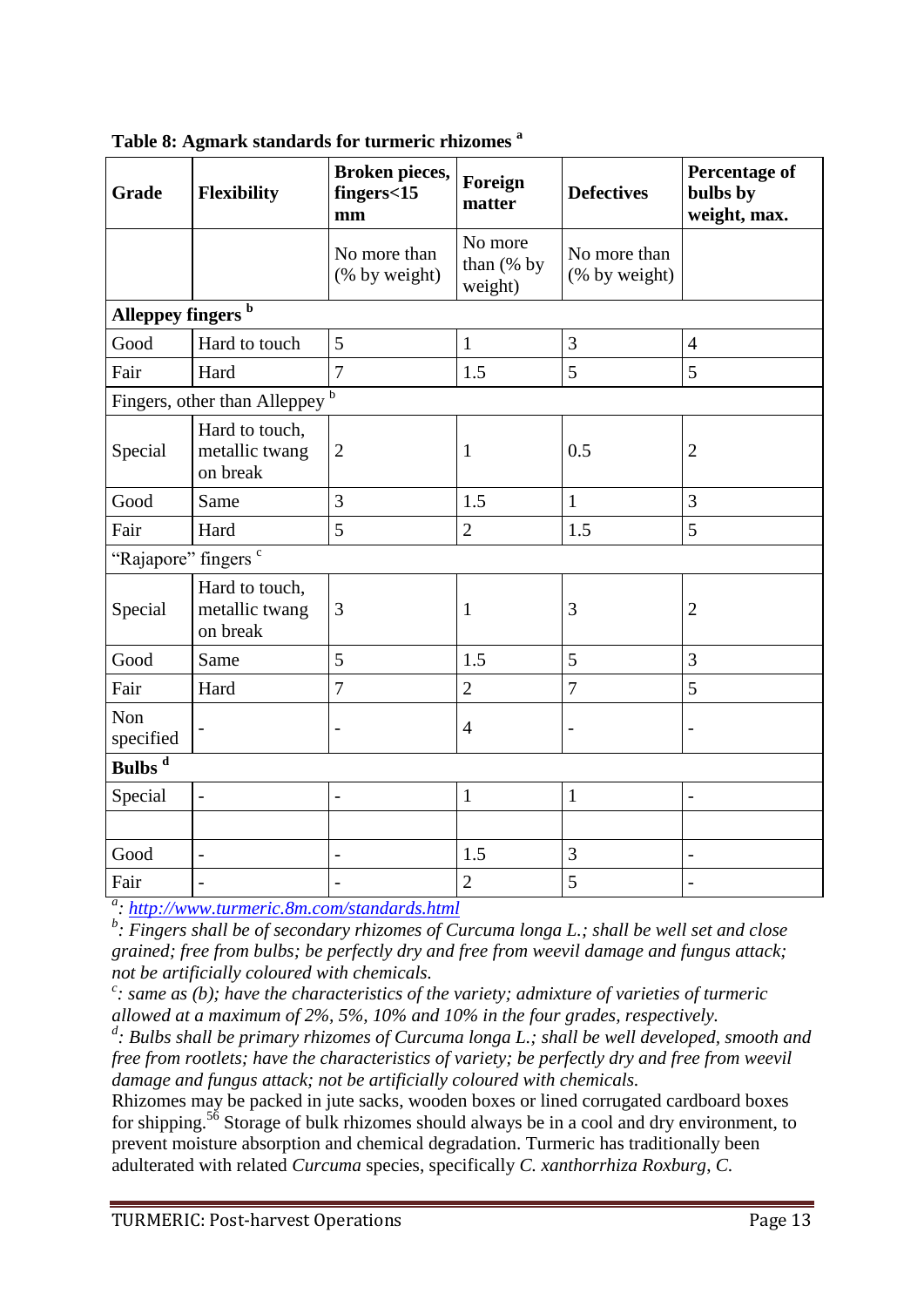**Table 8: Agmark standards for turmeric rhizomes [a]**

| Grade | Flexibility | Broken pieces, fingers<15 mm | Foreign matter | Defectives | Percentage of bulbs by weight, max. |
|---|---|---|---|---|---|
| | | No more than (% by weight) | No more than (% by weight) | No more than (% by weight) | |
| **Alleppey fingers [b]** | | | | | |
| Good | Hard to touch | 5 | 1 | 3 | 4 |
| Fair | Hard | 7 | 1.5 | 5 | 5 |
| Fingers, other than Alleppey [b] | | | | | |
| Special | Hard to touch, metallic twang on break | 2 | 1 | 0.5 | 2 |
| Good | Same | 3 | 1.5 | 1 | 3 |
| Fair | Hard | 5 | 2 | 1.5 | 5 |
| "Rajapore" fingers [c] | | | | | |
| Special | Hard to touch, metallic twang on break | 3 | 1 | 3 | 2 |
| Good | Same | 5 | 1.5 | 5 | 3 |
| Fair | Hard | 7 | 2 | 7 | 5 |
| Non specified | - | - | 4 | - | - |
| **Bulbs [d]** | | | | | |
| Special | - | - | 1 | 1 | - |
| | | | | | |
| Good | - | - | 1.5 | 3 | - |
| Fair | - | - | 2 | 5 | - |

[a]: http://www.turmeric.8m.com/standards.html

[b]: *Fingers shall be of secondary rhizomes of Curcuma longa L.; shall be well set and close grained; free from bulbs; be perfectly dry and free from weevil damage and fungus attack; not be artificially coloured with chemicals.*

[c]: *same as (b); have the characteristics of the variety; admixture of varieties of turmeric allowed at a maximum of 2%, 5%, 10% and 10% in the four grades, respectively.*

[d]: *Bulbs shall be primary rhizomes of Curcuma longa L.; shall be well developed, smooth and free from rootlets; have the characteristics of variety; be perfectly dry and free from weevil damage and fungus attack; not be artificially coloured with chemicals.*

Rhizomes may be packed in jute sacks, wooden boxes or lined corrugated cardboard boxes for shipping.[56] Storage of bulk rhizomes should always be in a cool and dry environment, to prevent moisture absorption and chemical degradation. Turmeric has traditionally been adulterated with related *Curcuma* species, specifically *C. xanthorrhiza Roxburg*, *C.*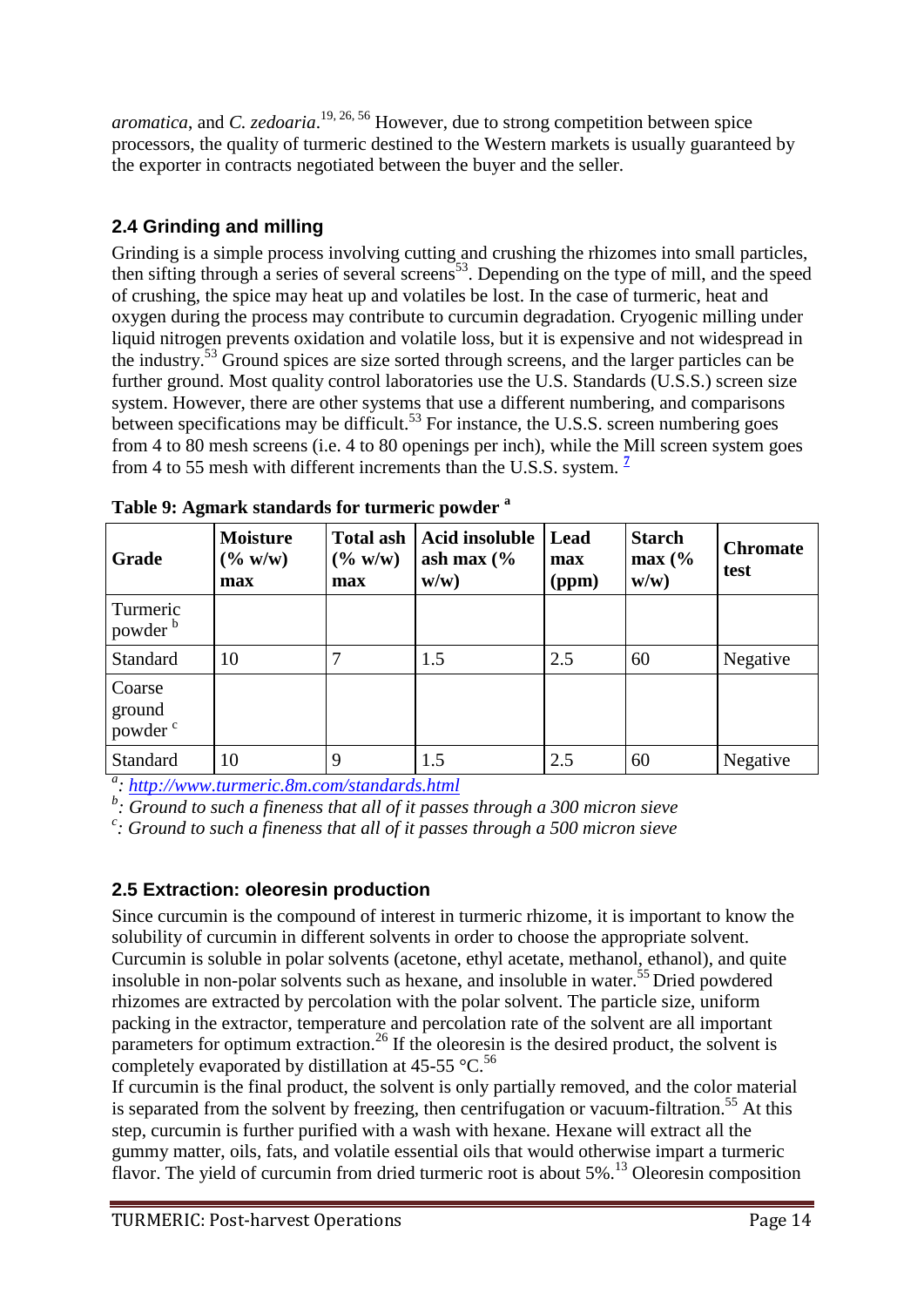*aromatica*, and *C. zedoaria*.[19, 26, 56] However, due to strong competition between spice processors, the quality of turmeric destined to the Western markets is usually guaranteed by the exporter in contracts negotiated between the buyer and the seller.

## 2.4 Grinding and milling

Grinding is a simple process involving cutting and crushing the rhizomes into small particles, then sifting through a series of several screens[53]. Depending on the type of mill, and the speed of crushing, the spice may heat up and volatiles be lost. In the case of turmeric, heat and oxygen during the process may contribute to curcumin degradation. Cryogenic milling under liquid nitrogen prevents oxidation and volatile loss, but it is expensive and not widespread in the industry.[53] Ground spices are size sorted through screens, and the larger particles can be further ground. Most quality control laboratories use the U.S. Standards (U.S.S.) screen size system. However, there are other systems that use a different numbering, and comparisons between specifications may be difficult.[53] For instance, the U.S.S. screen numbering goes from 4 to 80 mesh screens (i.e. 4 to 80 openings per inch), while the Mill screen system goes from 4 to 55 mesh with different increments than the U.S.S. system. [7]

**Table 9: Agmark standards for turmeric powder [a]**

| Grade | Moisture (% w/w) max | Total ash (% w/w) max | Acid insoluble ash max (% w/w) | Lead max (ppm) | Starch max (% w/w) | Chromate test |
|---|---|---|---|---|---|---|
| Turmeric powder [b] | | | | | | |
| Standard | 10 | 7 | 1.5 | 2.5 | 60 | Negative |
| Coarse ground powder [c] | | | | | | |
| Standard | 10 | 9 | 1.5 | 2.5 | 60 | Negative |

[a]: http://www.turmeric.8m.com/standards.html

[b]: *Ground to such a fineness that all of it passes through a 300 micron sieve*

[c]: *Ground to such a fineness that all of it passes through a 500 micron sieve*

## 2.5 Extraction: oleoresin production

Since curcumin is the compound of interest in turmeric rhizome, it is important to know the solubility of curcumin in different solvents in order to choose the appropriate solvent. Curcumin is soluble in polar solvents (acetone, ethyl acetate, methanol, ethanol), and quite insoluble in non-polar solvents such as hexane, and insoluble in water.[55] Dried powdered rhizomes are extracted by percolation with the polar solvent. The particle size, uniform packing in the extractor, temperature and percolation rate of the solvent are all important parameters for optimum extraction.[26] If the oleoresin is the desired product, the solvent is completely evaporated by distillation at 45-55 °C.[56]

If curcumin is the final product, the solvent is only partially removed, and the color material is separated from the solvent by freezing, then centrifugation or vacuum-filtration.[55] At this step, curcumin is further purified with a wash with hexane. Hexane will extract all the gummy matter, oils, fats, and volatile essential oils that would otherwise impart a turmeric flavor. The yield of curcumin from dried turmeric root is about 5%.[13] Oleoresin composition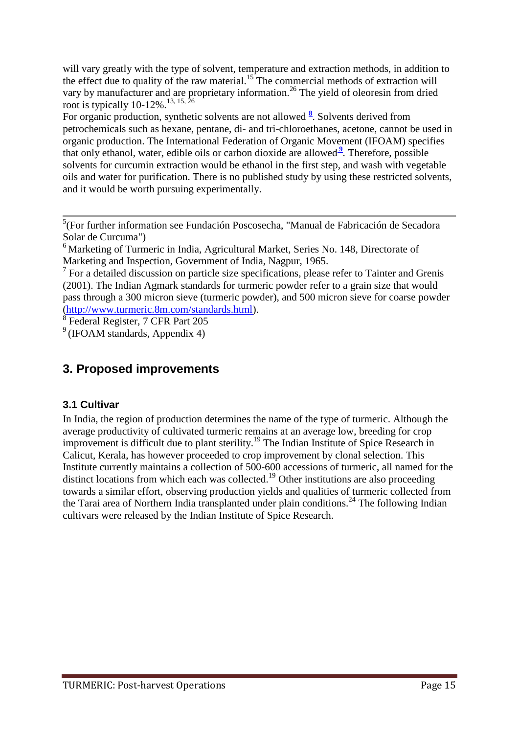will vary greatly with the type of solvent, temperature and extraction methods, in addition to the effect due to quality of the raw material.[15] The commercial methods of extraction will vary by manufacturer and are proprietary information.[26] The yield of oleoresin from dried root is typically 10-12%.[13, 15, 26]

For organic production, synthetic solvents are not allowed [8]. Solvents derived from petrochemicals such as hexane, pentane, di- and tri-chloroethanes, acetone, cannot be used in organic production. The International Federation of Organic Movement (IFOAM) specifies that only ethanol, water, edible oils or carbon dioxide are allowed[9]. Therefore, possible solvents for curcumin extraction would be ethanol in the first step, and wash with vegetable oils and water for purification. There is no published study by using these restricted solvents, and it would be worth pursuing experimentally.

---

[5](For further information see Fundación Poscosecha, "Manual de Fabricación de Secadora Solar de Curcuma")

[6] Marketing of Turmeric in India, Agricultural Market, Series No. 148, Directorate of Marketing and Inspection, Government of India, Nagpur, 1965.

[7] For a detailed discussion on particle size specifications, please refer to Tainter and Grenis (2001). The Indian Agmark standards for turmeric powder refer to a grain size that would pass through a 300 micron sieve (turmeric powder), and 500 micron sieve for coarse powder (http://www.turmeric.8m.com/standards.html).

[8] Federal Register, 7 CFR Part 205

[9] (IFOAM standards, Appendix 4)

## 3. Proposed improvements

### 3.1 Cultivar

In India, the region of production determines the name of the type of turmeric. Although the average productivity of cultivated turmeric remains at an average low, breeding for crop improvement is difficult due to plant sterility.[19] The Indian Institute of Spice Research in Calicut, Kerala, has however proceeded to crop improvement by clonal selection. This Institute currently maintains a collection of 500-600 accessions of turmeric, all named for the distinct locations from which each was collected.[19] Other institutions are also proceeding towards a similar effort, observing production yields and qualities of turmeric collected from the Tarai area of Northern India transplanted under plain conditions.[24] The following Indian cultivars were released by the Indian Institute of Spice Research.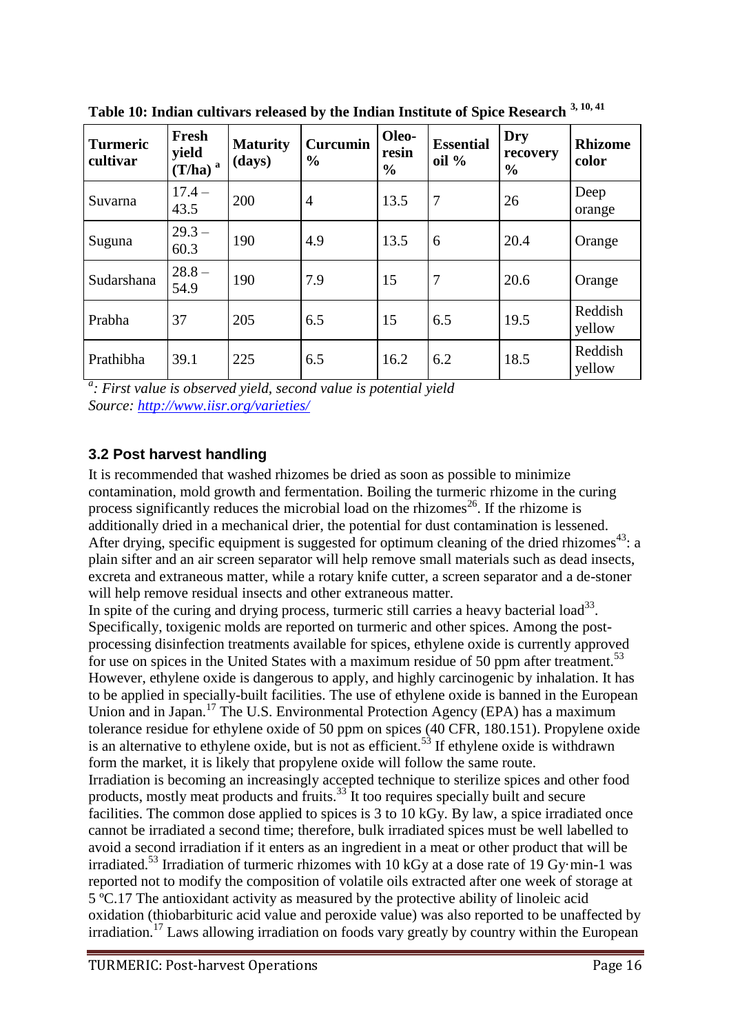**Table 10: Indian cultivars released by the Indian Institute of Spice Research [3, 10, 41]**

| Turmeric cultivar | Fresh yield (T/ha) [a] | Maturity (days) | Curcumin % | Oleo-resin % | Essential oil % | Dry recovery % | Rhizome color |
|---|---|---|---|---|---|---|---|
| Suvarna | 17.4 – 43.5 | 200 | 4 | 13.5 | 7 | 26 | Deep orange |
| Suguna | 29.3 – 60.3 | 190 | 4.9 | 13.5 | 6 | 20.4 | Orange |
| Sudarshana | 28.8 – 54.9 | 190 | 7.9 | 15 | 7 | 20.6 | Orange |
| Prabha | 37 | 205 | 6.5 | 15 | 6.5 | 19.5 | Reddish yellow |
| Prathibha | 39.1 | 225 | 6.5 | 16.2 | 6.2 | 18.5 | Reddish yellow |

[a]: *First value is observed yield, second value is potential yield*
*Source: http://www.iisr.org/varieties/*

### 3.2 Post harvest handling

It is recommended that washed rhizomes be dried as soon as possible to minimize contamination, mold growth and fermentation. Boiling the turmeric rhizome in the curing process significantly reduces the microbial load on the rhizomes[26]. If the rhizome is additionally dried in a mechanical drier, the potential for dust contamination is lessened. After drying, specific equipment is suggested for optimum cleaning of the dried rhizomes[43]: a plain sifter and an air screen separator will help remove small materials such as dead insects, excreta and extraneous matter, while a rotary knife cutter, a screen separator and a de-stoner will help remove residual insects and other extraneous matter.

In spite of the curing and drying process, turmeric still carries a heavy bacterial load[33]. Specifically, toxigenic molds are reported on turmeric and other spices. Among the post-processing disinfection treatments available for spices, ethylene oxide is currently approved for use on spices in the United States with a maximum residue of 50 ppm after treatment.[53] However, ethylene oxide is dangerous to apply, and highly carcinogenic by inhalation. It has to be applied in specially-built facilities. The use of ethylene oxide is banned in the European Union and in Japan.[17] The U.S. Environmental Protection Agency (EPA) has a maximum tolerance residue for ethylene oxide of 50 ppm on spices (40 CFR, 180.151). Propylene oxide is an alternative to ethylene oxide, but is not as efficient.[53] If ethylene oxide is withdrawn form the market, it is likely that propylene oxide will follow the same route.

Irradiation is becoming an increasingly accepted technique to sterilize spices and other food products, mostly meat products and fruits.[33] It too requires specially built and secure facilities. The common dose applied to spices is 3 to 10 kGy. By law, a spice irradiated once cannot be irradiated a second time; therefore, bulk irradiated spices must be well labelled to avoid a second irradiation if it enters as an ingredient in a meat or other product that will be irradiated.[53] Irradiation of turmeric rhizomes with 10 kGy at a dose rate of 19 Gy·min-1 was reported not to modify the composition of volatile oils extracted after one week of storage at 5 ºC.17 The antioxidant activity as measured by the protective ability of linoleic acid oxidation (thiobarbituric acid value and peroxide value) was also reported to be unaffected by irradiation.[17] Laws allowing irradiation on foods vary greatly by country within the European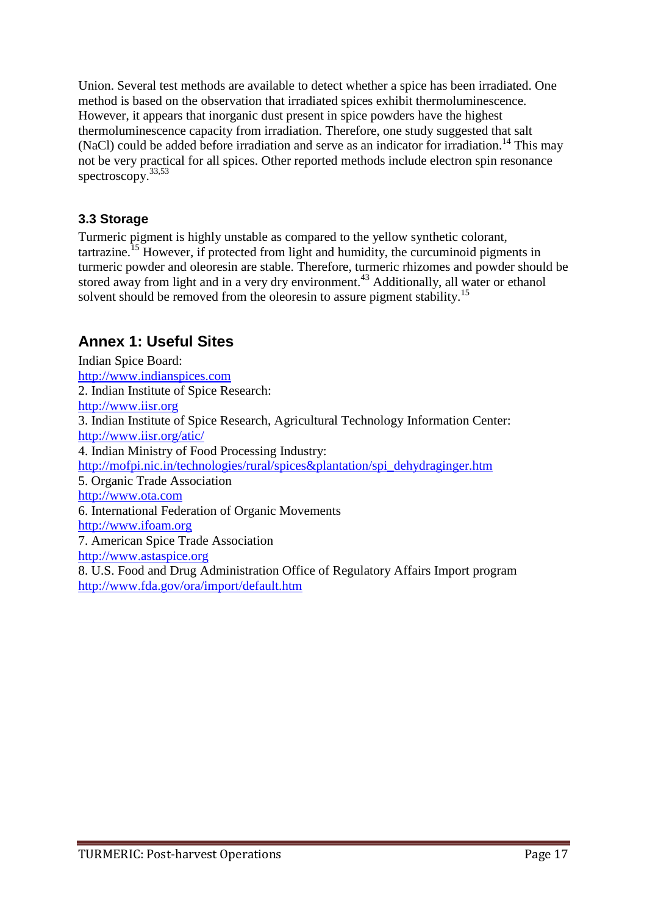Union. Several test methods are available to detect whether a spice has been irradiated. One method is based on the observation that irradiated spices exhibit thermoluminescence. However, it appears that inorganic dust present in spice powders have the highest thermoluminescence capacity from irradiation. Therefore, one study suggested that salt (NaCl) could be added before irradiation and serve as an indicator for irradiation.[14] This may not be very practical for all spices. Other reported methods include electron spin resonance spectroscopy.[33,53]

### 3.3 Storage

Turmeric pigment is highly unstable as compared to the yellow synthetic colorant, tartrazine.[15] However, if protected from light and humidity, the curcuminoid pigments in turmeric powder and oleoresin are stable. Therefore, turmeric rhizomes and powder should be stored away from light and in a very dry environment.[43] Additionally, all water or ethanol solvent should be removed from the oleoresin to assure pigment stability.[15]

## Annex 1: Useful Sites

Indian Spice Board:
http://www.indianspices.com
2. Indian Institute of Spice Research:
http://www.iisr.org
3. Indian Institute of Spice Research, Agricultural Technology Information Center:
http://www.iisr.org/atic/
4. Indian Ministry of Food Processing Industry:
http://mofpi.nic.in/technologies/rural/spices&plantation/spi_dehydraginger.htm
5. Organic Trade Association
http://www.ota.com
6. International Federation of Organic Movements
http://www.ifoam.org
7. American Spice Trade Association
http://www.astaspice.org
8. U.S. Food and Drug Administration Office of Regulatory Affairs Import program
http://www.fda.gov/ora/import/default.htm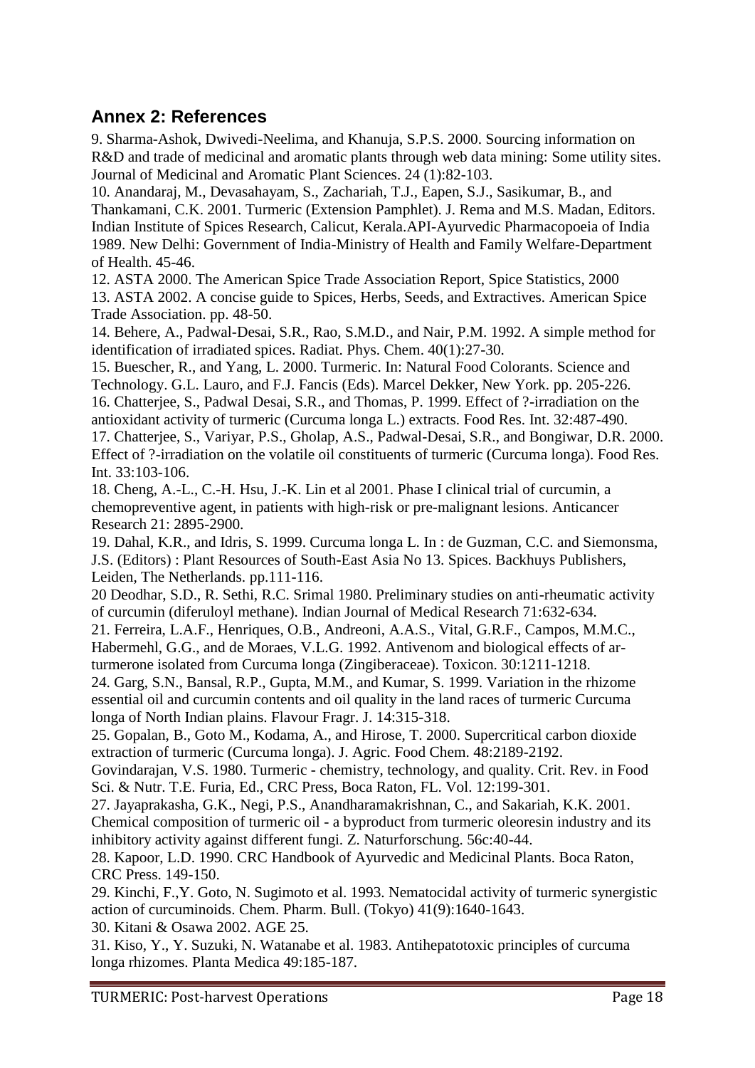## Annex 2: References

9. Sharma-Ashok, Dwivedi-Neelima, and Khanuja, S.P.S. 2000. Sourcing information on R&D and trade of medicinal and aromatic plants through web data mining: Some utility sites. Journal of Medicinal and Aromatic Plant Sciences. 24 (1):82-103.

10. Anandaraj, M., Devasahayam, S., Zachariah, T.J., Eapen, S.J., Sasikumar, B., and Thankamani, C.K. 2001. Turmeric (Extension Pamphlet). J. Rema and M.S. Madan, Editors. Indian Institute of Spices Research, Calicut, Kerala.API-Ayurvedic Pharmacopoeia of India 1989. New Delhi: Government of India-Ministry of Health and Family Welfare-Department of Health. 45-46.

12. ASTA 2000. The American Spice Trade Association Report, Spice Statistics, 2000

13. ASTA 2002. A concise guide to Spices, Herbs, Seeds, and Extractives. American Spice Trade Association. pp. 48-50.

14. Behere, A., Padwal-Desai, S.R., Rao, S.M.D., and Nair, P.M. 1992. A simple method for identification of irradiated spices. Radiat. Phys. Chem. 40(1):27-30.

15. Buescher, R., and Yang, L. 2000. Turmeric. In: Natural Food Colorants. Science and Technology. G.L. Lauro, and F.J. Fancis (Eds). Marcel Dekker, New York. pp. 205-226.

16. Chatterjee, S., Padwal Desai, S.R., and Thomas, P. 1999. Effect of ?-irradiation on the antioxidant activity of turmeric (Curcuma longa L.) extracts. Food Res. Int. 32:487-490.

17. Chatterjee, S., Variyar, P.S., Gholap, A.S., Padwal-Desai, S.R., and Bongiwar, D.R. 2000. Effect of ?-irradiation on the volatile oil constituents of turmeric (Curcuma longa). Food Res. Int. 33:103-106.

18. Cheng, A.-L., C.-H. Hsu, J.-K. Lin et al 2001. Phase I clinical trial of curcumin, a chemopreventive agent, in patients with high-risk or pre-malignant lesions. Anticancer Research 21: 2895-2900.

19. Dahal, K.R., and Idris, S. 1999. Curcuma longa L. In : de Guzman, C.C. and Siemonsma, J.S. (Editors) : Plant Resources of South-East Asia No 13. Spices. Backhuys Publishers, Leiden, The Netherlands. pp.111-116.

20 Deodhar, S.D., R. Sethi, R.C. Srimal 1980. Preliminary studies on anti-rheumatic activity of curcumin (diferuloyl methane). Indian Journal of Medical Research 71:632-634.

21. Ferreira, L.A.F., Henriques, O.B., Andreoni, A.A.S., Vital, G.R.F., Campos, M.M.C., Habermehl, G.G., and de Moraes, V.L.G. 1992. Antivenom and biological effects of ar-turmerone isolated from Curcuma longa (Zingiberaceae). Toxicon. 30:1211-1218.

24. Garg, S.N., Bansal, R.P., Gupta, M.M., and Kumar, S. 1999. Variation in the rhizome essential oil and curcumin contents and oil quality in the land races of turmeric Curcuma longa of North Indian plains. Flavour Fragr. J. 14:315-318.

25. Gopalan, B., Goto M., Kodama, A., and Hirose, T. 2000. Supercritical carbon dioxide extraction of turmeric (Curcuma longa). J. Agric. Food Chem. 48:2189-2192.

Govindarajan, V.S. 1980. Turmeric - chemistry, technology, and quality. Crit. Rev. in Food Sci. & Nutr. T.E. Furia, Ed., CRC Press, Boca Raton, FL. Vol. 12:199-301.

27. Jayaprakasha, G.K., Negi, P.S., Anandharamakrishnan, C., and Sakariah, K.K. 2001. Chemical composition of turmeric oil - a byproduct from turmeric oleoresin industry and its inhibitory activity against different fungi. Z. Naturforschung. 56c:40-44.

28. Kapoor, L.D. 1990. CRC Handbook of Ayurvedic and Medicinal Plants. Boca Raton, CRC Press. 149-150.

29. Kinchi, F.,Y. Goto, N. Sugimoto et al. 1993. Nematocidal activity of turmeric synergistic action of curcuminoids. Chem. Pharm. Bull. (Tokyo) 41(9):1640-1643.

30. Kitani & Osawa 2002. AGE 25.

31. Kiso, Y., Y. Suzuki, N. Watanabe et al. 1983. Antihepatotoxic principles of curcuma longa rhizomes. Planta Medica 49:185-187.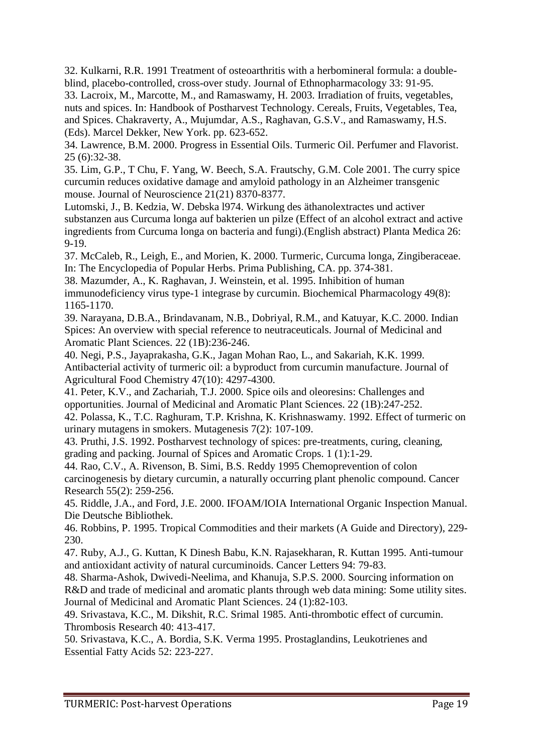32. Kulkarni, R.R. 1991 Treatment of osteoarthritis with a herbomineral formula: a double-blind, placebo-controlled, cross-over study. Journal of Ethnopharmacology 33: 91-95.
33. Lacroix, M., Marcotte, M., and Ramaswamy, H. 2003. Irradiation of fruits, vegetables, nuts and spices. In: Handbook of Postharvest Technology. Cereals, Fruits, Vegetables, Tea, and Spices. Chakraverty, A., Mujumdar, A.S., Raghavan, G.S.V., and Ramaswamy, H.S. (Eds). Marcel Dekker, New York. pp. 623-652.
34. Lawrence, B.M. 2000. Progress in Essential Oils. Turmeric Oil. Perfumer and Flavorist. 25 (6):32-38.
35. Lim, G.P., T Chu, F. Yang, W. Beech, S.A. Frautschy, G.M. Cole 2001. The curry spice curcumin reduces oxidative damage and amyloid pathology in an Alzheimer transgenic mouse. Journal of Neuroscience 21(21) 8370-8377.
Lutomski, J., B. Kedzia, W. Debska l974. Wirkung des äthanolextractes und activer substanzen aus Curcuma longa auf bakterien un pilze (Effect of an alcohol extract and active ingredients from Curcuma longa on bacteria and fungi).(English abstract) Planta Medica 26: 9-19.
37. McCaleb, R., Leigh, E., and Morien, K. 2000. Turmeric, Curcuma longa, Zingiberaceae. In: The Encyclopedia of Popular Herbs. Prima Publishing, CA. pp. 374-381.
38. Mazumder, A., K. Raghavan, J. Weinstein, et al. 1995. Inhibition of human immunodeficiency virus type-1 integrase by curcumin. Biochemical Pharmacology 49(8): 1165-1170.
39. Narayana, D.B.A., Brindavanam, N.B., Dobriyal, R.M., and Katuyar, K.C. 2000. Indian Spices: An overview with special reference to neutraceuticals. Journal of Medicinal and Aromatic Plant Sciences. 22 (1B):236-246.
40. Negi, P.S., Jayaprakasha, G.K., Jagan Mohan Rao, L., and Sakariah, K.K. 1999. Antibacterial activity of turmeric oil: a byproduct from curcumin manufacture. Journal of Agricultural Food Chemistry 47(10): 4297-4300.
41. Peter, K.V., and Zachariah, T.J. 2000. Spice oils and oleoresins: Challenges and opportunities. Journal of Medicinal and Aromatic Plant Sciences. 22 (1B):247-252.
42. Polassa, K., T.C. Raghuram, T.P. Krishna, K. Krishnaswamy. 1992. Effect of turmeric on urinary mutagens in smokers. Mutagenesis 7(2): 107-109.
43. Pruthi, J.S. 1992. Postharvest technology of spices: pre-treatments, curing, cleaning, grading and packing. Journal of Spices and Aromatic Crops. 1 (1):1-29.
44. Rao, C.V., A. Rivenson, B. Simi, B.S. Reddy 1995 Chemoprevention of colon carcinogenesis by dietary curcumin, a naturally occurring plant phenolic compound. Cancer Research 55(2): 259-256.
45. Riddle, J.A., and Ford, J.E. 2000. IFOAM/IOIA International Organic Inspection Manual. Die Deutsche Bibliothek.
46. Robbins, P. 1995. Tropical Commodities and their markets (A Guide and Directory), 229-230.
47. Ruby, A.J., G. Kuttan, K Dinesh Babu, K.N. Rajasekharan, R. Kuttan 1995. Anti-tumour and antioxidant activity of natural curcuminoids. Cancer Letters 94: 79-83.
48. Sharma-Ashok, Dwivedi-Neelima, and Khanuja, S.P.S. 2000. Sourcing information on R&D and trade of medicinal and aromatic plants through web data mining: Some utility sites. Journal of Medicinal and Aromatic Plant Sciences. 24 (1):82-103.
49. Srivastava, K.C., M. Dikshit, R.C. Srimal 1985. Anti-thrombotic effect of curcumin. Thrombosis Research 40: 413-417.
50. Srivastava, K.C., A. Bordia, S.K. Verma 1995. Prostaglandins, Leukotrienes and Essential Fatty Acids 52: 223-227.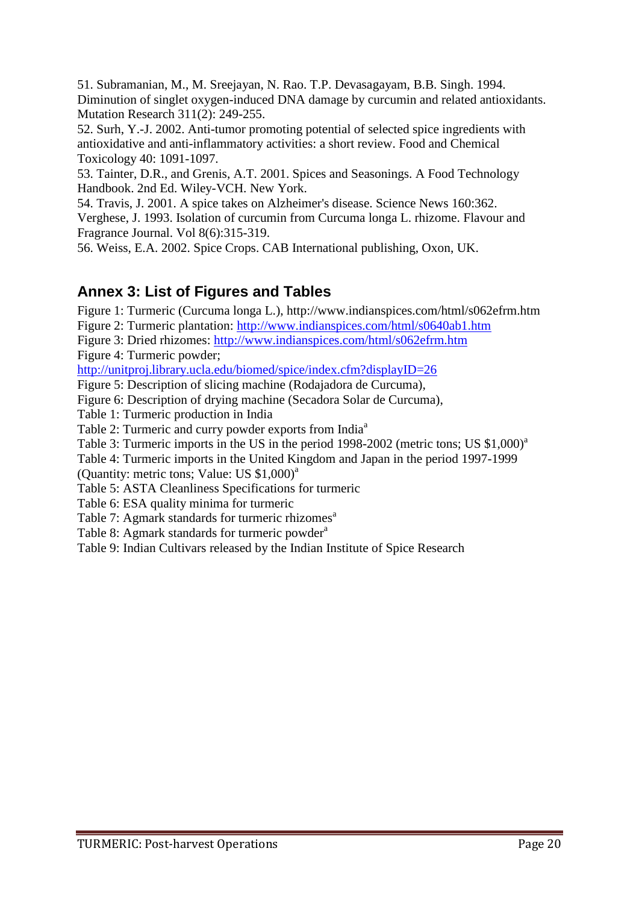51. Subramanian, M., M. Sreejayan, N. Rao. T.P. Devasagayam, B.B. Singh. 1994. Diminution of singlet oxygen-induced DNA damage by curcumin and related antioxidants. Mutation Research 311(2): 249-255.
52. Surh, Y.-J. 2002. Anti-tumor promoting potential of selected spice ingredients with antioxidative and anti-inflammatory activities: a short review. Food and Chemical Toxicology 40: 1091-1097.
53. Tainter, D.R., and Grenis, A.T. 2001. Spices and Seasonings. A Food Technology Handbook. 2nd Ed. Wiley-VCH. New York.
54. Travis, J. 2001. A spice takes on Alzheimer's disease. Science News 160:362.
Verghese, J. 1993. Isolation of curcumin from Curcuma longa L. rhizome. Flavour and Fragrance Journal. Vol 8(6):315-319.
56. Weiss, E.A. 2002. Spice Crops. CAB International publishing, Oxon, UK.

## Annex 3: List of Figures and Tables

Figure 1: Turmeric (Curcuma longa L.), http://www.indianspices.com/html/s062efrm.htm
Figure 2: Turmeric plantation: http://www.indianspices.com/html/s0640ab1.htm
Figure 3: Dried rhizomes: http://www.indianspices.com/html/s062efrm.htm
Figure 4: Turmeric powder;
http://unitproj.library.ucla.edu/biomed/spice/index.cfm?displayID=26
Figure 5: Description of slicing machine (Rodajadora de Curcuma),
Figure 6: Description of drying machine (Secadora Solar de Curcuma),
Table 1: Turmeric production in India
Table 2: Turmeric and curry powder exports from India[a]
Table 3: Turmeric imports in the US in the period 1998-2002 (metric tons; US $1,000)[a]
Table 4: Turmeric imports in the United Kingdom and Japan in the period 1997-1999 (Quantity: metric tons; Value: US $1,000)[a]
Table 5: ASTA Cleanliness Specifications for turmeric
Table 6: ESA quality minima for turmeric
Table 7: Agmark standards for turmeric rhizomes[a]
Table 8: Agmark standards for turmeric powder[a]
Table 9: Indian Cultivars released by the Indian Institute of Spice Research